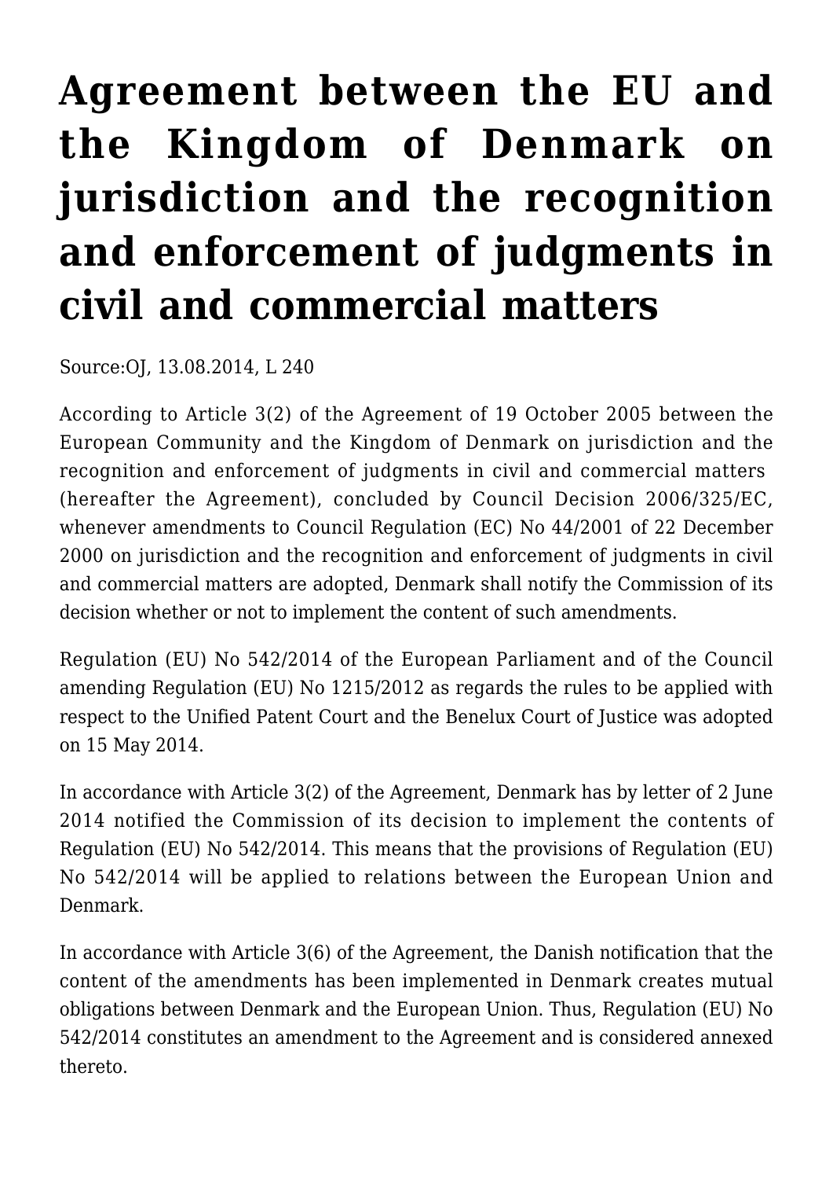# Agreement between the EU and the Kingdom of Denmark on jurisdiction and the recognition and enforcement of judgments in civil and commercial matters

Source:OJ, 13.08.2014, L 240

According to Article 3(2) of the Agreement of 19 October 2005 between the European Community and the Kingdom of Denmark on jurisdiction and the recognition and enforcement of judgments in civil and commercial matters (hereafter the Agreement), concluded by Council Decision 2006/325/EC, whenever amendments to Council Regulation (EC) No 44/2001 of 22 December 2000 on jurisdiction and the recognition and enforcement of judgments in civil and commercial matters are adopted, Denmark shall notify the Commission of its decision whether or not to implement the content of such amendments.

Regulation (EU) No 542/2014 of the European Parliament and of the Council amending Regulation (EU) No 1215/2012 as regards the rules to be applied with respect to the Unified Patent Court and the Benelux Court of Justice was adopted on 15 May 2014.

In accordance with Article 3(2) of the Agreement, Denmark has by letter of 2 June 2014 notified the Commission of its decision to implement the contents of Regulation (EU) No 542/2014. This means that the provisions of Regulation (EU) No 542/2014 will be applied to relations between the European Union and Denmark.

In accordance with Article 3(6) of the Agreement, the Danish notification that the content of the amendments has been implemented in Denmark creates mutual obligations between Denmark and the European Union. Thus, Regulation (EU) No 542/2014 constitutes an amendment to the Agreement and is considered annexed thereto.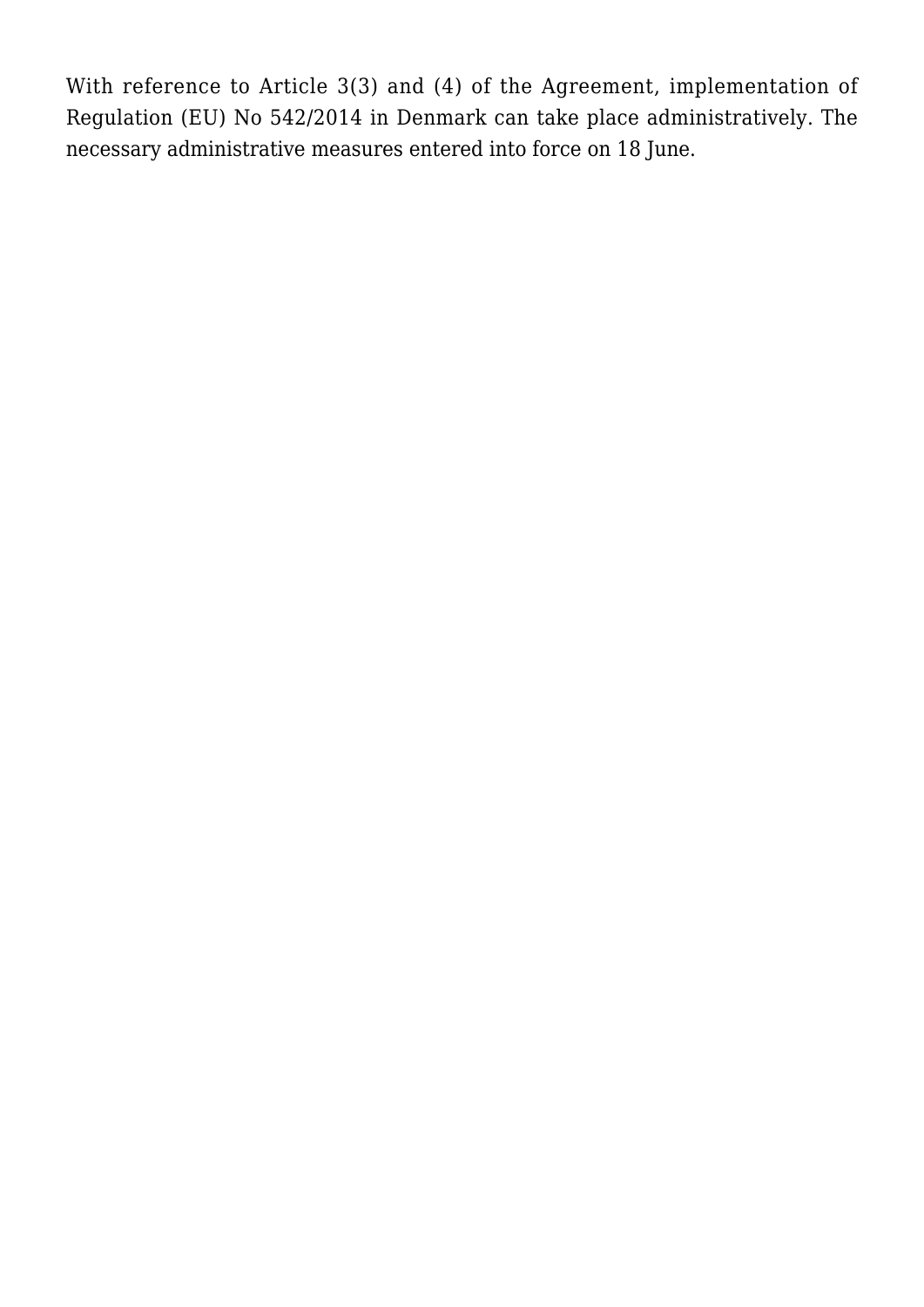With reference to Article 3(3) and (4) of the Agreement, implementation of Regulation (EU) No 542/2014 in Denmark can take place administratively. The necessary administrative measures entered into force on 18 June.